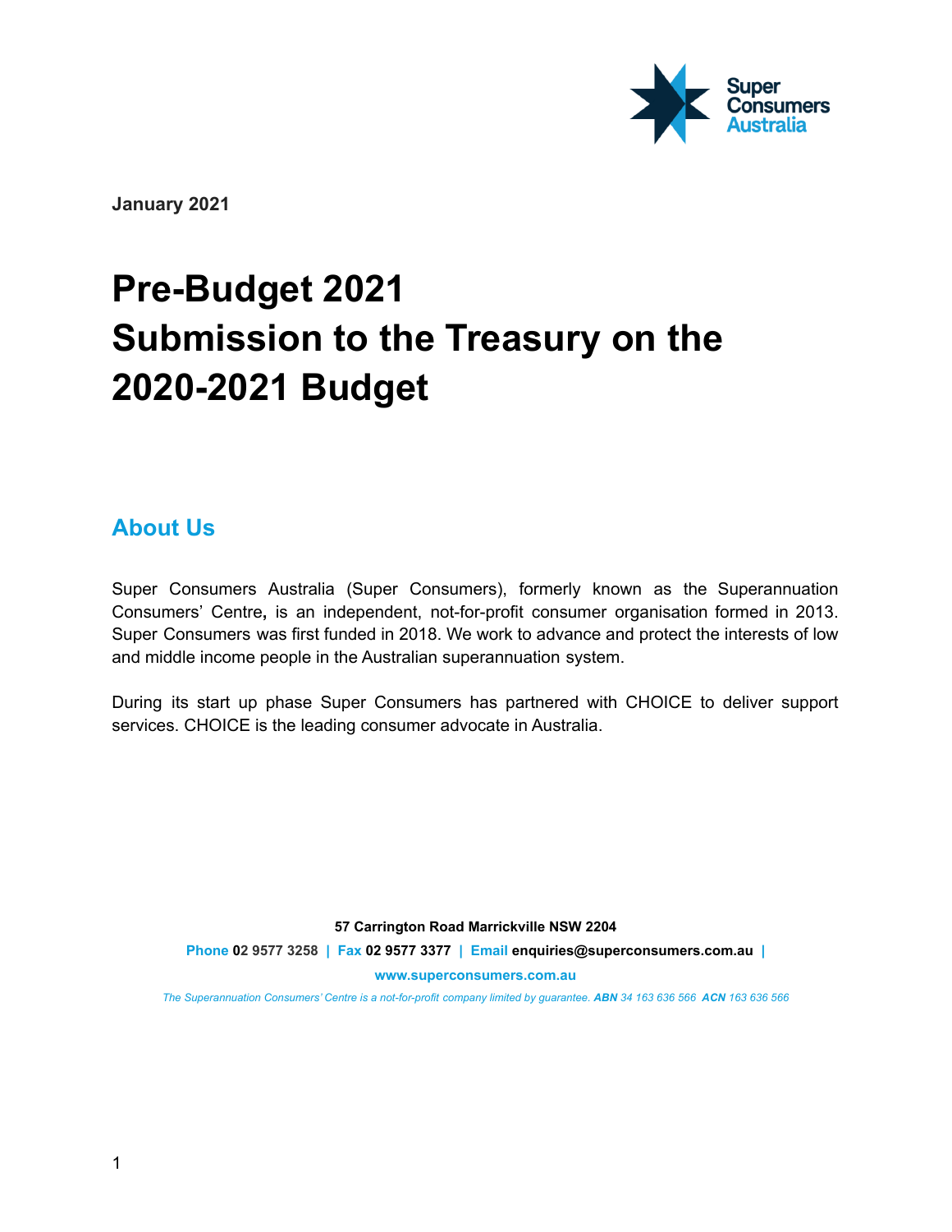January 2021

# Pre-Budget 2021
# Submission to the Treasury on the 2020-2021 Budget

## About Us

Super Consumers Australia (Super Consumers), formerly known as the Superannuation Consumers' Centre, is an independent, not-for-profit consumer organisation formed in 2013. Super Consumers was first funded in 2018. We work to advance and protect the interests of low and middle income people in the Australian superannuation system.

During its start up phase Super Consumers has partnered with CHOICE to deliver support services. CHOICE is the leading consumer advocate in Australia.

**57 Carrington Road Marrickville NSW 2204**

**Phone** 02 9577 3258 | **Fax** 02 9577 3377 | **Email** enquiries@superconsumers.com.au |

**www.superconsumers.com.au**

*The Superannuation Consumers' Centre is a not-for-profit company limited by guarantee.* ***ABN*** *34 163 636 566* ***ACN*** *163 636 566*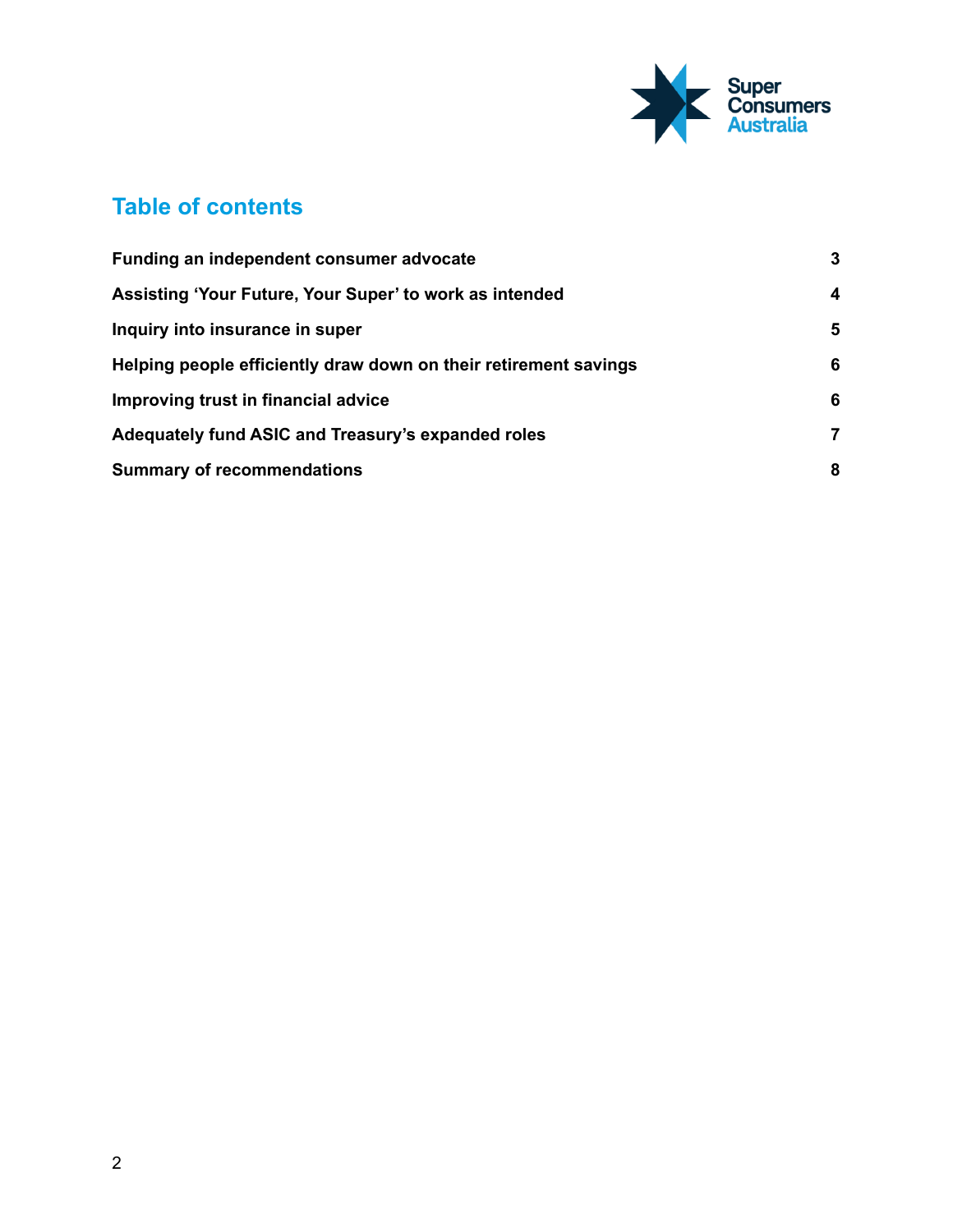## Table of contents

| | |
|---|---|
| **Funding an independent consumer advocate** | **3** |
| **Assisting 'Your Future, Your Super' to work as intended** | **4** |
| **Inquiry into insurance in super** | **5** |
| **Helping people efficiently draw down on their retirement savings** | **6** |
| **Improving trust in financial advice** | **6** |
| **Adequately fund ASIC and Treasury's expanded roles** | **7** |
| **Summary of recommendations** | **8** |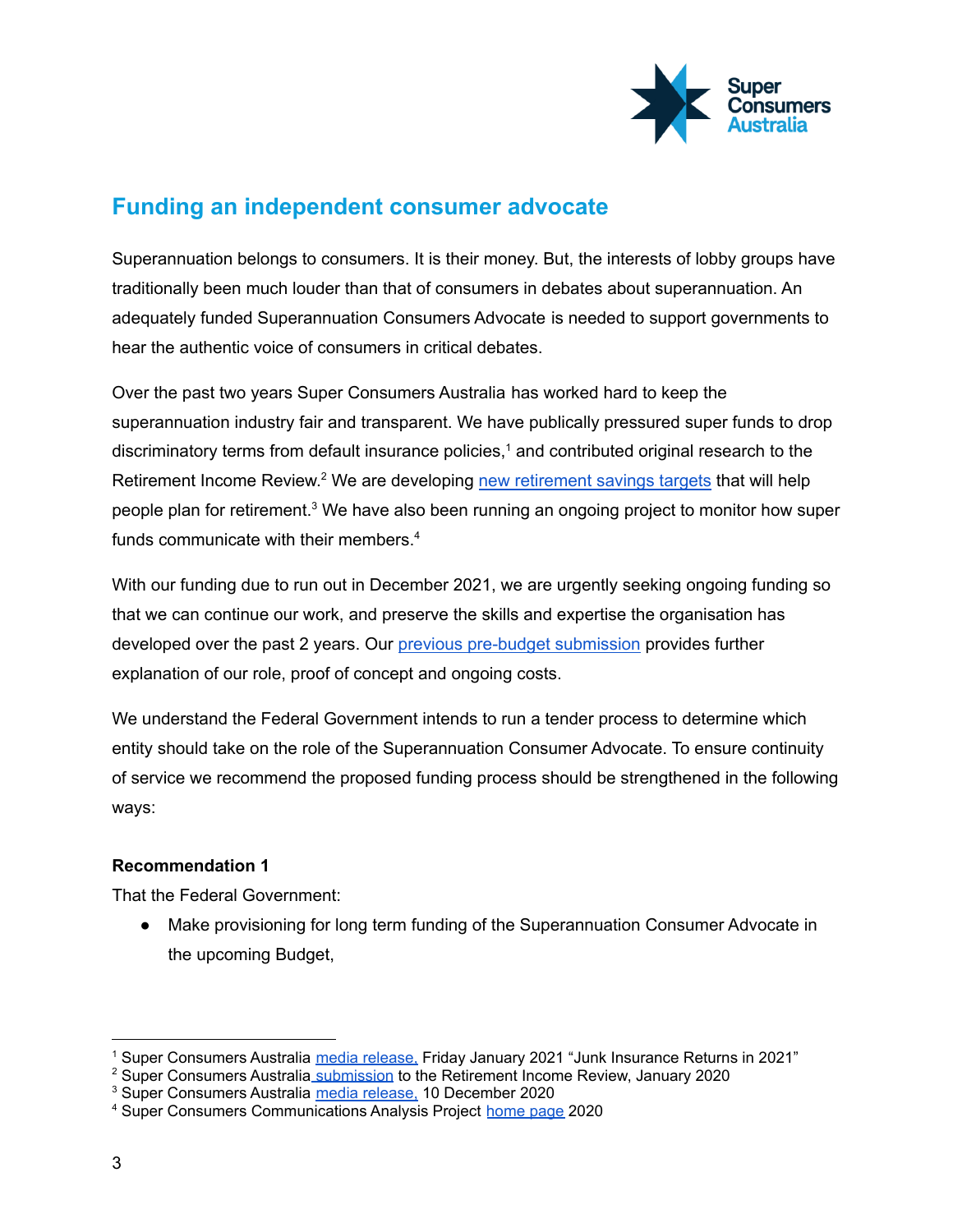## Funding an independent consumer advocate

Superannuation belongs to consumers. It is their money. But, the interests of lobby groups have traditionally been much louder than that of consumers in debates about superannuation. An adequately funded Superannuation Consumers Advocate is needed to support governments to hear the authentic voice of consumers in critical debates.

Over the past two years Super Consumers Australia has worked hard to keep the superannuation industry fair and transparent. We have publically pressured super funds to drop discriminatory terms from default insurance policies,[1] and contributed original research to the Retirement Income Review.[2] We are developing new retirement savings targets that will help people plan for retirement.[3] We have also been running an ongoing project to monitor how super funds communicate with their members.[4]

With our funding due to run out in December 2021, we are urgently seeking ongoing funding so that we can continue our work, and preserve the skills and expertise the organisation has developed over the past 2 years. Our previous pre-budget submission provides further explanation of our role, proof of concept and ongoing costs.

We understand the Federal Government intends to run a tender process to determine which entity should take on the role of the Superannuation Consumer Advocate. To ensure continuity of service we recommend the proposed funding process should be strengthened in the following ways:

**Recommendation 1**

That the Federal Government:

- Make provisioning for long term funding of the Superannuation Consumer Advocate in the upcoming Budget,

---

[1] Super Consumers Australia media release, Friday January 2021 "Junk Insurance Returns in 2021"
[2] Super Consumers Australia submission to the Retirement Income Review, January 2020
[3] Super Consumers Australia media release, 10 December 2020
[4] Super Consumers Communications Analysis Project home page 2020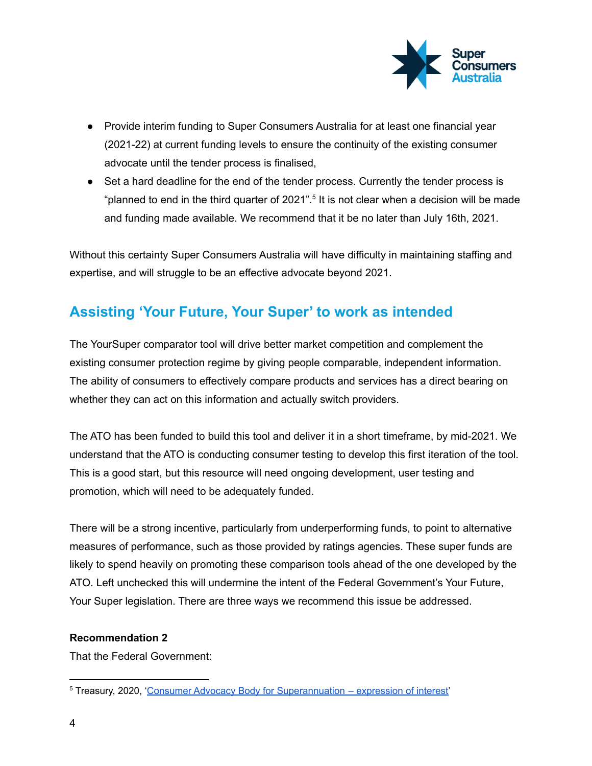- Provide interim funding to Super Consumers Australia for at least one financial year (2021-22) at current funding levels to ensure the continuity of the existing consumer advocate until the tender process is finalised,
- Set a hard deadline for the end of the tender process. Currently the tender process is "planned to end in the third quarter of 2021".[5] It is not clear when a decision will be made and funding made available. We recommend that it be no later than July 16th, 2021.

Without this certainty Super Consumers Australia will have difficulty in maintaining staffing and expertise, and will struggle to be an effective advocate beyond 2021.

## Assisting 'Your Future, Your Super' to work as intended

The YourSuper comparator tool will drive better market competition and complement the existing consumer protection regime by giving people comparable, independent information. The ability of consumers to effectively compare products and services has a direct bearing on whether they can act on this information and actually switch providers.

The ATO has been funded to build this tool and deliver it in a short timeframe, by mid-2021. We understand that the ATO is conducting consumer testing to develop this first iteration of the tool. This is a good start, but this resource will need ongoing development, user testing and promotion, which will need to be adequately funded.

There will be a strong incentive, particularly from underperforming funds, to point to alternative measures of performance, such as those provided by ratings agencies. These super funds are likely to spend heavily on promoting these comparison tools ahead of the one developed by the ATO. Left unchecked this will undermine the intent of the Federal Government's Your Future, Your Super legislation. There are three ways we recommend this issue be addressed.

**Recommendation 2**

That the Federal Government:

[5] Treasury, 2020, 'Consumer Advocacy Body for Superannuation – expression of interest'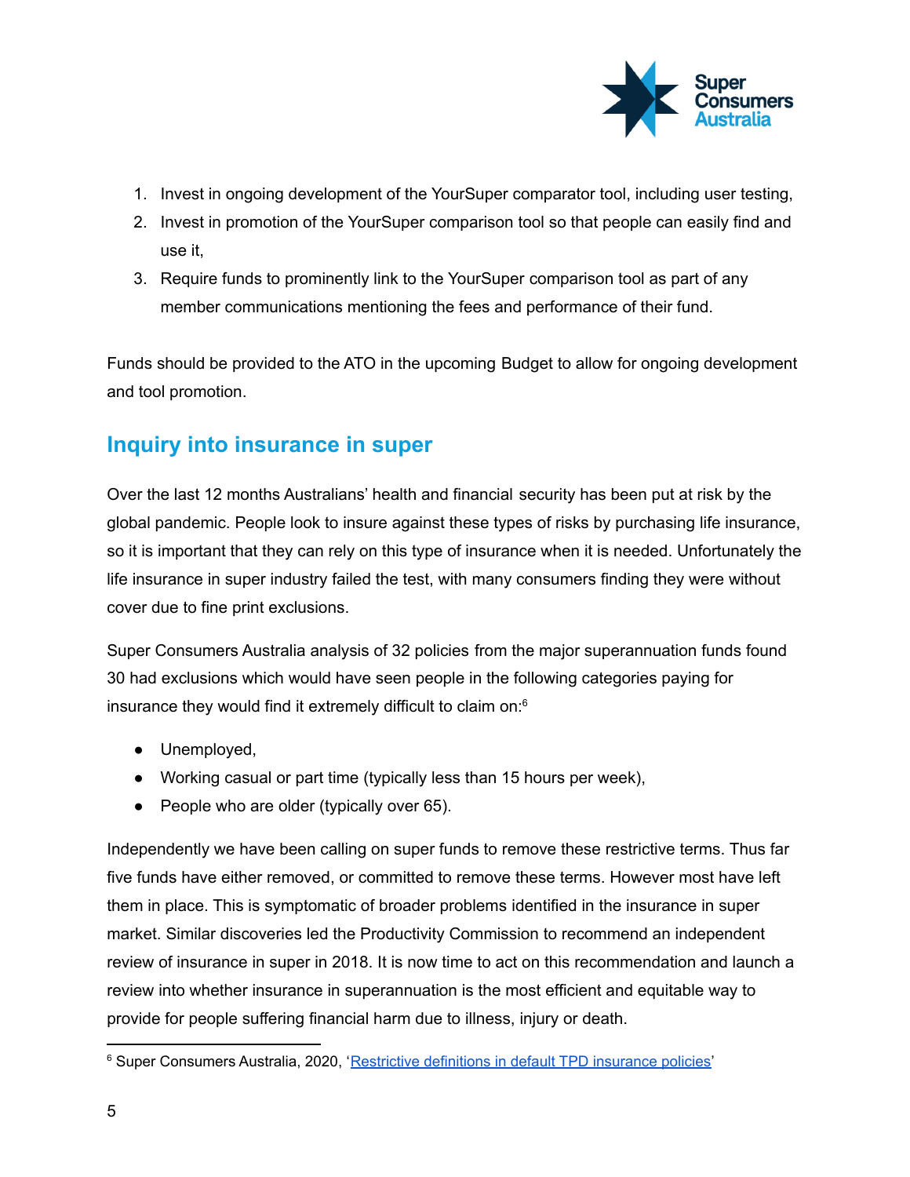1. Invest in ongoing development of the YourSuper comparator tool, including user testing,
2. Invest in promotion of the YourSuper comparison tool so that people can easily find and use it,
3. Require funds to prominently link to the YourSuper comparison tool as part of any member communications mentioning the fees and performance of their fund.

Funds should be provided to the ATO in the upcoming Budget to allow for ongoing development and tool promotion.

## Inquiry into insurance in super

Over the last 12 months Australians' health and financial security has been put at risk by the global pandemic. People look to insure against these types of risks by purchasing life insurance, so it is important that they can rely on this type of insurance when it is needed. Unfortunately the life insurance in super industry failed the test, with many consumers finding they were without cover due to fine print exclusions.

Super Consumers Australia analysis of 32 policies from the major superannuation funds found 30 had exclusions which would have seen people in the following categories paying for insurance they would find it extremely difficult to claim on:[6]

- Unemployed,
- Working casual or part time (typically less than 15 hours per week),
- People who are older (typically over 65).

Independently we have been calling on super funds to remove these restrictive terms. Thus far five funds have either removed, or committed to remove these terms. However most have left them in place. This is symptomatic of broader problems identified in the insurance in super market. Similar discoveries led the Productivity Commission to recommend an independent review of insurance in super in 2018. It is now time to act on this recommendation and launch a review into whether insurance in superannuation is the most efficient and equitable way to provide for people suffering financial harm due to illness, injury or death.

[6] Super Consumers Australia, 2020, 'Restrictive definitions in default TPD insurance policies'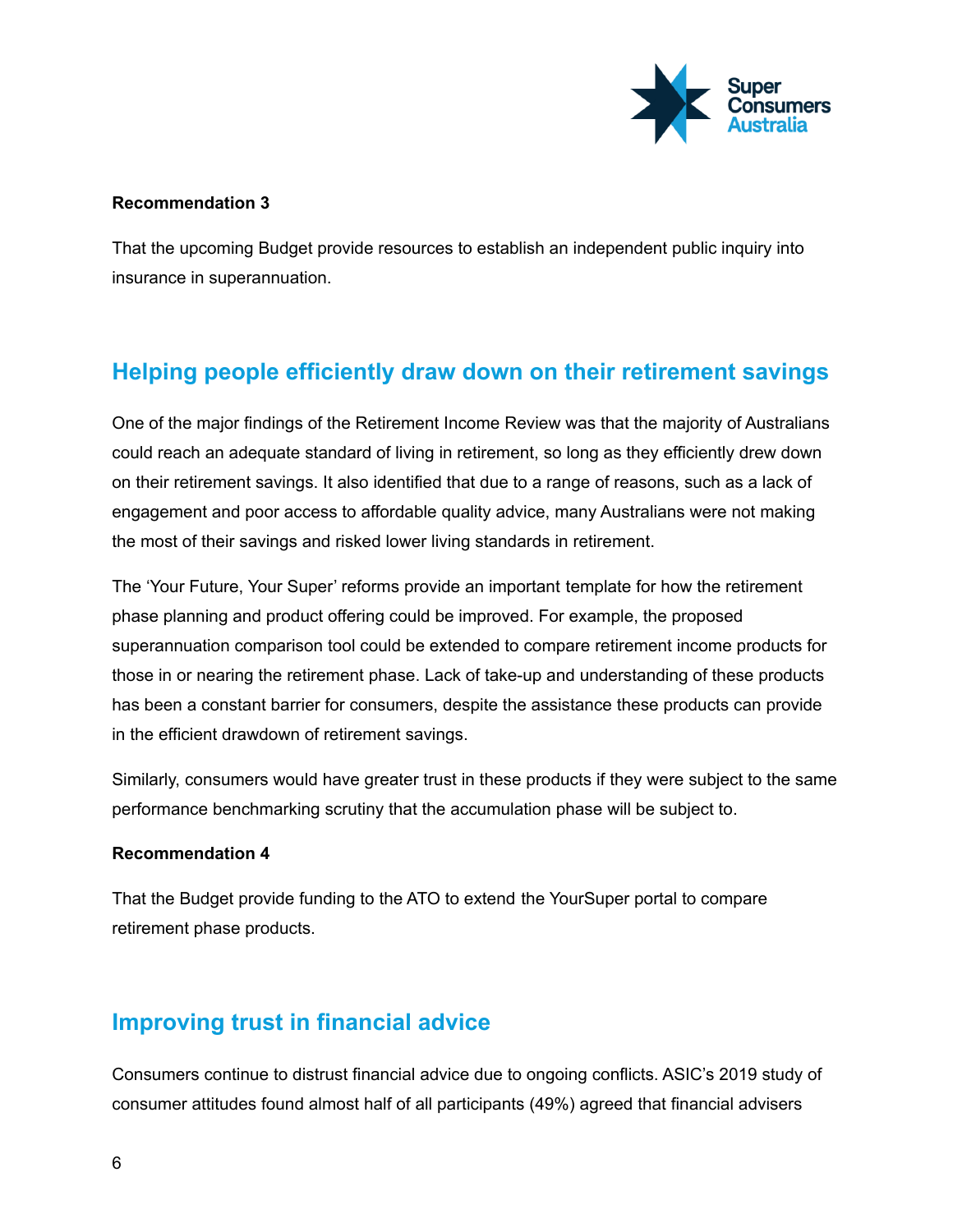**Recommendation 3**

That the upcoming Budget provide resources to establish an independent public inquiry into insurance in superannuation.

## Helping people efficiently draw down on their retirement savings

One of the major findings of the Retirement Income Review was that the majority of Australians could reach an adequate standard of living in retirement, so long as they efficiently drew down on their retirement savings. It also identified that due to a range of reasons, such as a lack of engagement and poor access to affordable quality advice, many Australians were not making the most of their savings and risked lower living standards in retirement.

The ‘Your Future, Your Super’ reforms provide an important template for how the retirement phase planning and product offering could be improved. For example, the proposed superannuation comparison tool could be extended to compare retirement income products for those in or nearing the retirement phase. Lack of take-up and understanding of these products has been a constant barrier for consumers, despite the assistance these products can provide in the efficient drawdown of retirement savings.

Similarly, consumers would have greater trust in these products if they were subject to the same performance benchmarking scrutiny that the accumulation phase will be subject to.

**Recommendation 4**

That the Budget provide funding to the ATO to extend the YourSuper portal to compare retirement phase products.

## Improving trust in financial advice

Consumers continue to distrust financial advice due to ongoing conflicts. ASIC’s 2019 study of consumer attitudes found almost half of all participants (49%) agreed that financial advisers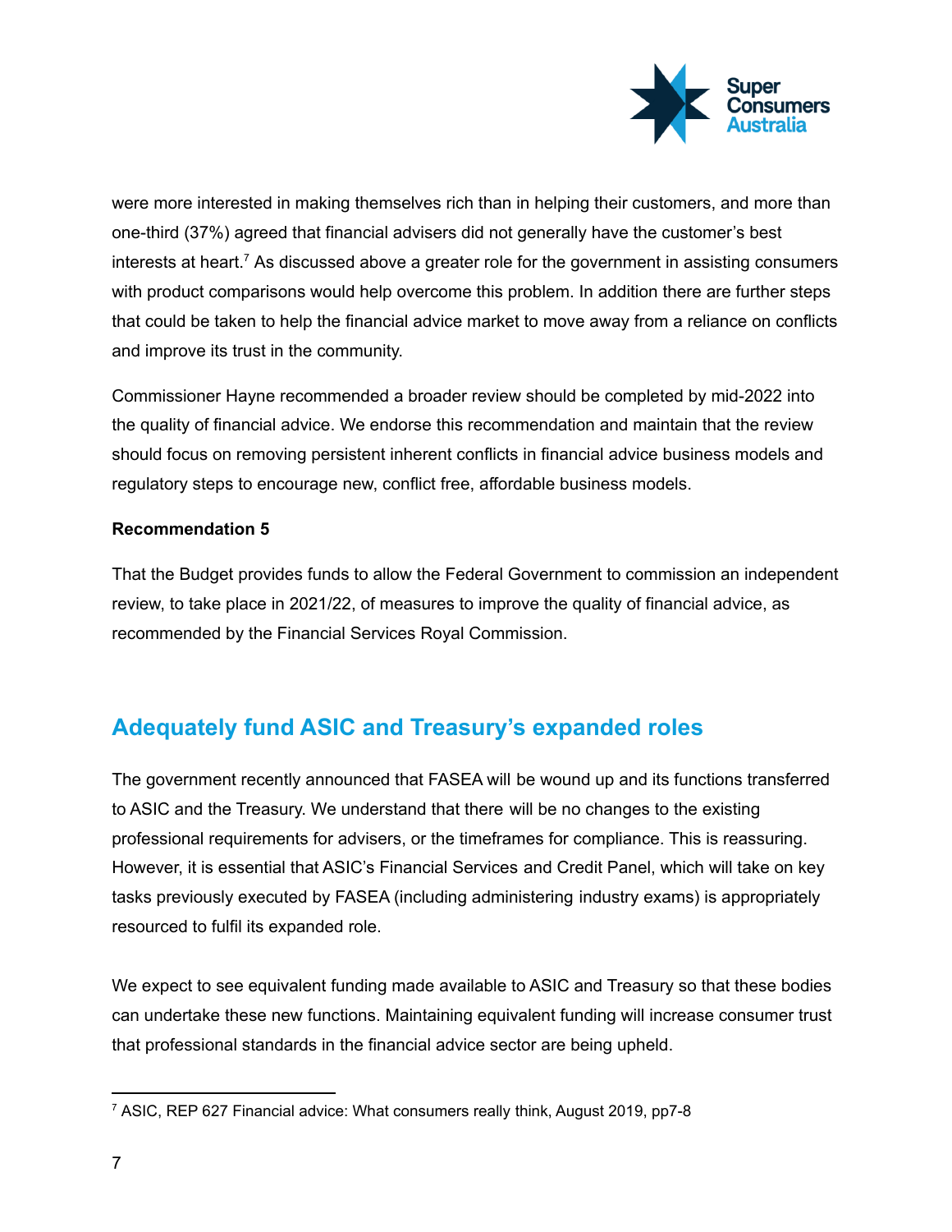were more interested in making themselves rich than in helping their customers, and more than one-third (37%) agreed that financial advisers did not generally have the customer's best interests at heart.[7] As discussed above a greater role for the government in assisting consumers with product comparisons would help overcome this problem. In addition there are further steps that could be taken to help the financial advice market to move away from a reliance on conflicts and improve its trust in the community.

Commissioner Hayne recommended a broader review should be completed by mid-2022 into the quality of financial advice. We endorse this recommendation and maintain that the review should focus on removing persistent inherent conflicts in financial advice business models and regulatory steps to encourage new, conflict free, affordable business models.

**Recommendation 5**

That the Budget provides funds to allow the Federal Government to commission an independent review, to take place in 2021/22, of measures to improve the quality of financial advice, as recommended by the Financial Services Royal Commission.

## Adequately fund ASIC and Treasury's expanded roles

The government recently announced that FASEA will be wound up and its functions transferred to ASIC and the Treasury. We understand that there will be no changes to the existing professional requirements for advisers, or the timeframes for compliance. This is reassuring. However, it is essential that ASIC's Financial Services and Credit Panel, which will take on key tasks previously executed by FASEA (including administering industry exams) is appropriately resourced to fulfil its expanded role.

We expect to see equivalent funding made available to ASIC and Treasury so that these bodies can undertake these new functions. Maintaining equivalent funding will increase consumer trust that professional standards in the financial advice sector are being upheld.

[7] ASIC, REP 627 Financial advice: What consumers really think, August 2019, pp7-8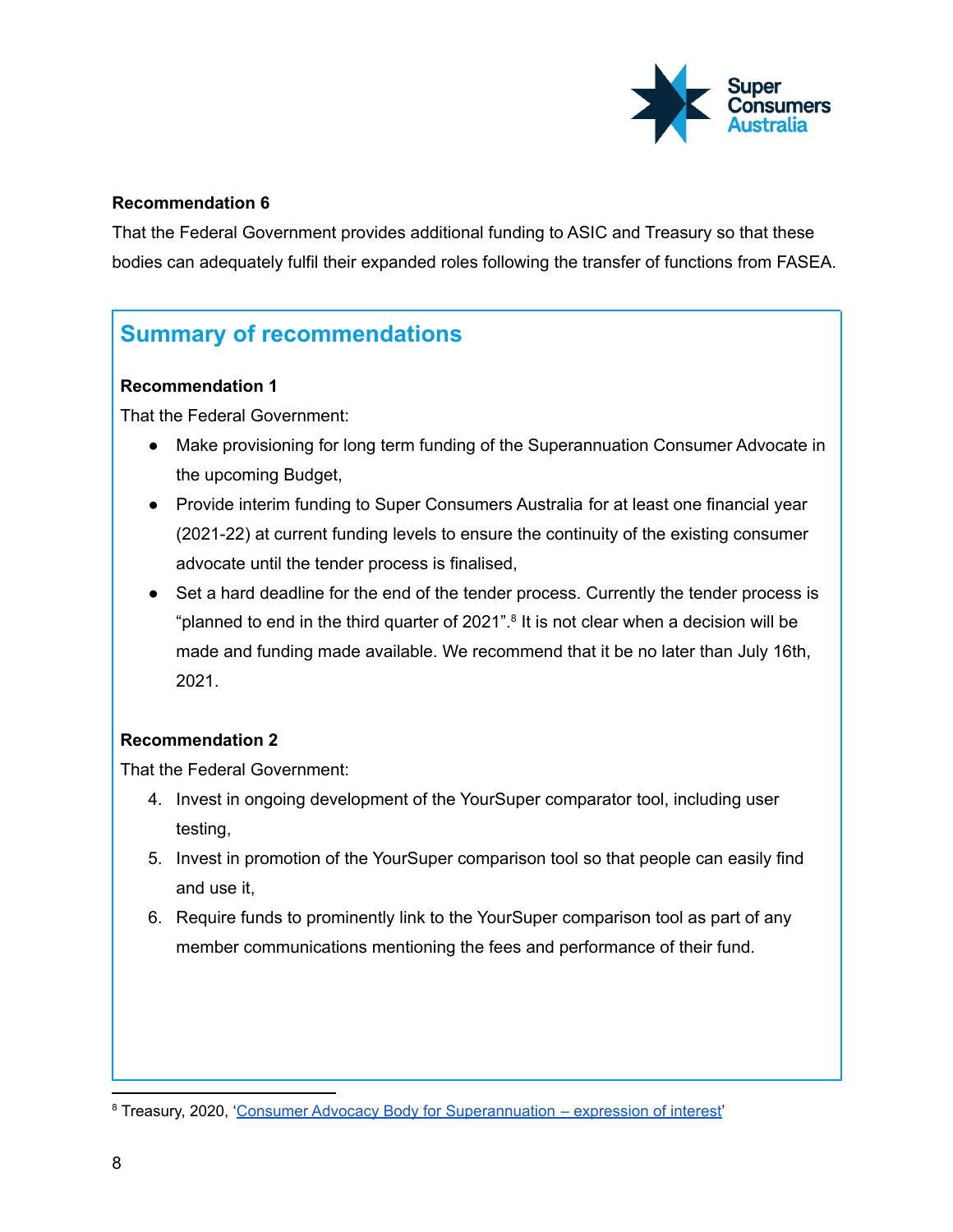**Recommendation 6**

That the Federal Government provides additional funding to ASIC and Treasury so that these bodies can adequately fulfil their expanded roles following the transfer of functions from FASEA.

## Summary of recommendations

**Recommendation 1**

That the Federal Government:

- Make provisioning for long term funding of the Superannuation Consumer Advocate in the upcoming Budget,
- Provide interim funding to Super Consumers Australia for at least one financial year (2021-22) at current funding levels to ensure the continuity of the existing consumer advocate until the tender process is finalised,
- Set a hard deadline for the end of the tender process. Currently the tender process is "planned to end in the third quarter of 2021".[8] It is not clear when a decision will be made and funding made available. We recommend that it be no later than July 16th, 2021.

**Recommendation 2**

That the Federal Government:

4. Invest in ongoing development of the YourSuper comparator tool, including user testing,
5. Invest in promotion of the YourSuper comparison tool so that people can easily find and use it,
6. Require funds to prominently link to the YourSuper comparison tool as part of any member communications mentioning the fees and performance of their fund.

[8] Treasury, 2020, 'Consumer Advocacy Body for Superannuation – expression of interest'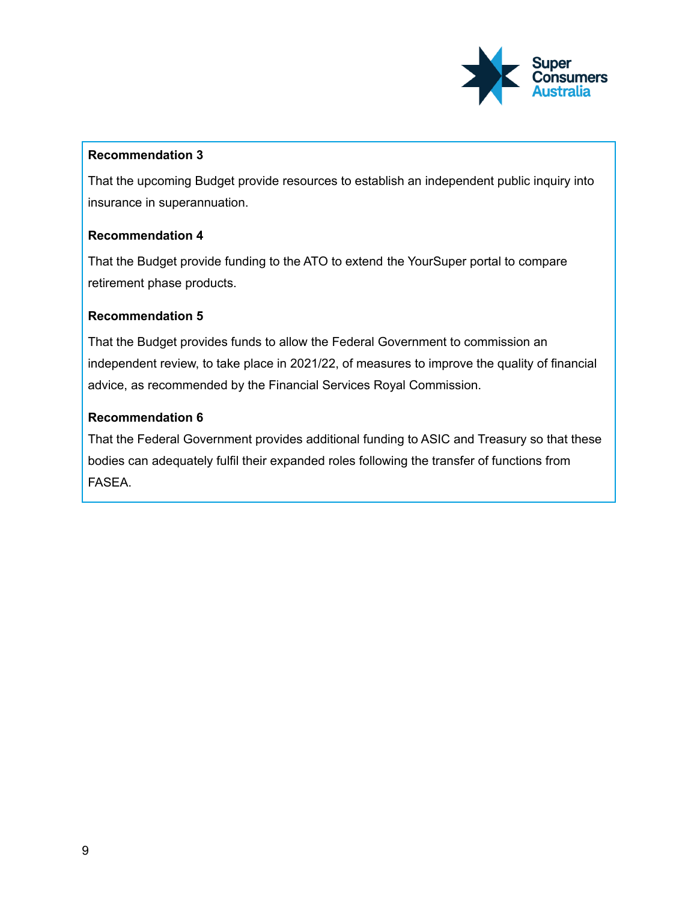**Recommendation 3**

That the upcoming Budget provide resources to establish an independent public inquiry into insurance in superannuation.

**Recommendation 4**

That the Budget provide funding to the ATO to extend the YourSuper portal to compare retirement phase products.

**Recommendation 5**

That the Budget provides funds to allow the Federal Government to commission an independent review, to take place in 2021/22, of measures to improve the quality of financial advice, as recommended by the Financial Services Royal Commission.

**Recommendation 6**

That the Federal Government provides additional funding to ASIC and Treasury so that these bodies can adequately fulfil their expanded roles following the transfer of functions from FASEA.